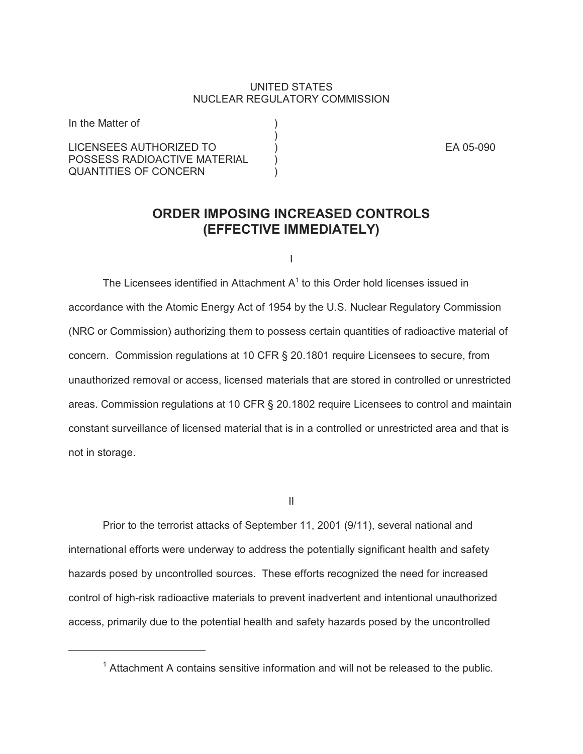UNITED STATES
NUCLEAR REGULATORY COMMISSION

In the Matter of )
)
LICENSEES AUTHORIZED TO ) EA 05-090
POSSESS RADIOACTIVE MATERIAL )
QUANTITIES OF CONCERN )

# ORDER IMPOSING INCREASED CONTROLS (EFFECTIVE IMMEDIATELY)

I

The Licensees identified in Attachment A[1] to this Order hold licenses issued in accordance with the Atomic Energy Act of 1954 by the U.S. Nuclear Regulatory Commission (NRC or Commission) authorizing them to possess certain quantities of radioactive material of concern. Commission regulations at 10 CFR § 20.1801 require Licensees to secure, from unauthorized removal or access, licensed materials that are stored in controlled or unrestricted areas. Commission regulations at 10 CFR § 20.1802 require Licensees to control and maintain constant surveillance of licensed material that is in a controlled or unrestricted area and that is not in storage.

II

Prior to the terrorist attacks of September 11, 2001 (9/11), several national and international efforts were underway to address the potentially significant health and safety hazards posed by uncontrolled sources. These efforts recognized the need for increased control of high-risk radioactive materials to prevent inadvertent and intentional unauthorized access, primarily due to the potential health and safety hazards posed by the uncontrolled

---

[1] Attachment A contains sensitive information and will not be released to the public.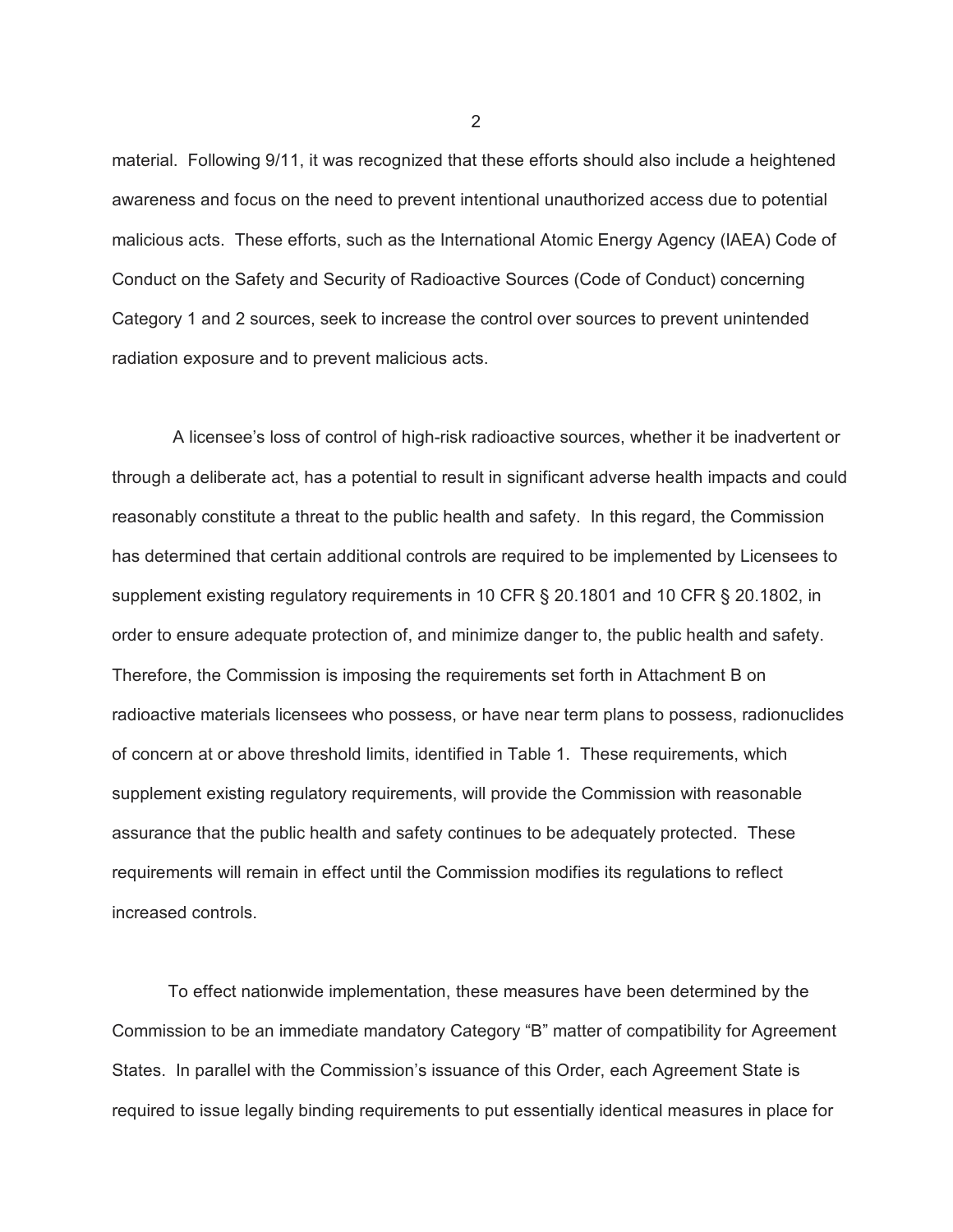material. Following 9/11, it was recognized that these efforts should also include a heightened awareness and focus on the need to prevent intentional unauthorized access due to potential malicious acts. These efforts, such as the International Atomic Energy Agency (IAEA) Code of Conduct on the Safety and Security of Radioactive Sources (Code of Conduct) concerning Category 1 and 2 sources, seek to increase the control over sources to prevent unintended radiation exposure and to prevent malicious acts.

A licensee's loss of control of high-risk radioactive sources, whether it be inadvertent or through a deliberate act, has a potential to result in significant adverse health impacts and could reasonably constitute a threat to the public health and safety. In this regard, the Commission has determined that certain additional controls are required to be implemented by Licensees to supplement existing regulatory requirements in 10 CFR § 20.1801 and 10 CFR § 20.1802, in order to ensure adequate protection of, and minimize danger to, the public health and safety. Therefore, the Commission is imposing the requirements set forth in Attachment B on radioactive materials licensees who possess, or have near term plans to possess, radionuclides of concern at or above threshold limits, identified in Table 1. These requirements, which supplement existing regulatory requirements, will provide the Commission with reasonable assurance that the public health and safety continues to be adequately protected. These requirements will remain in effect until the Commission modifies its regulations to reflect increased controls.

To effect nationwide implementation, these measures have been determined by the Commission to be an immediate mandatory Category "B" matter of compatibility for Agreement States. In parallel with the Commission's issuance of this Order, each Agreement State is required to issue legally binding requirements to put essentially identical measures in place for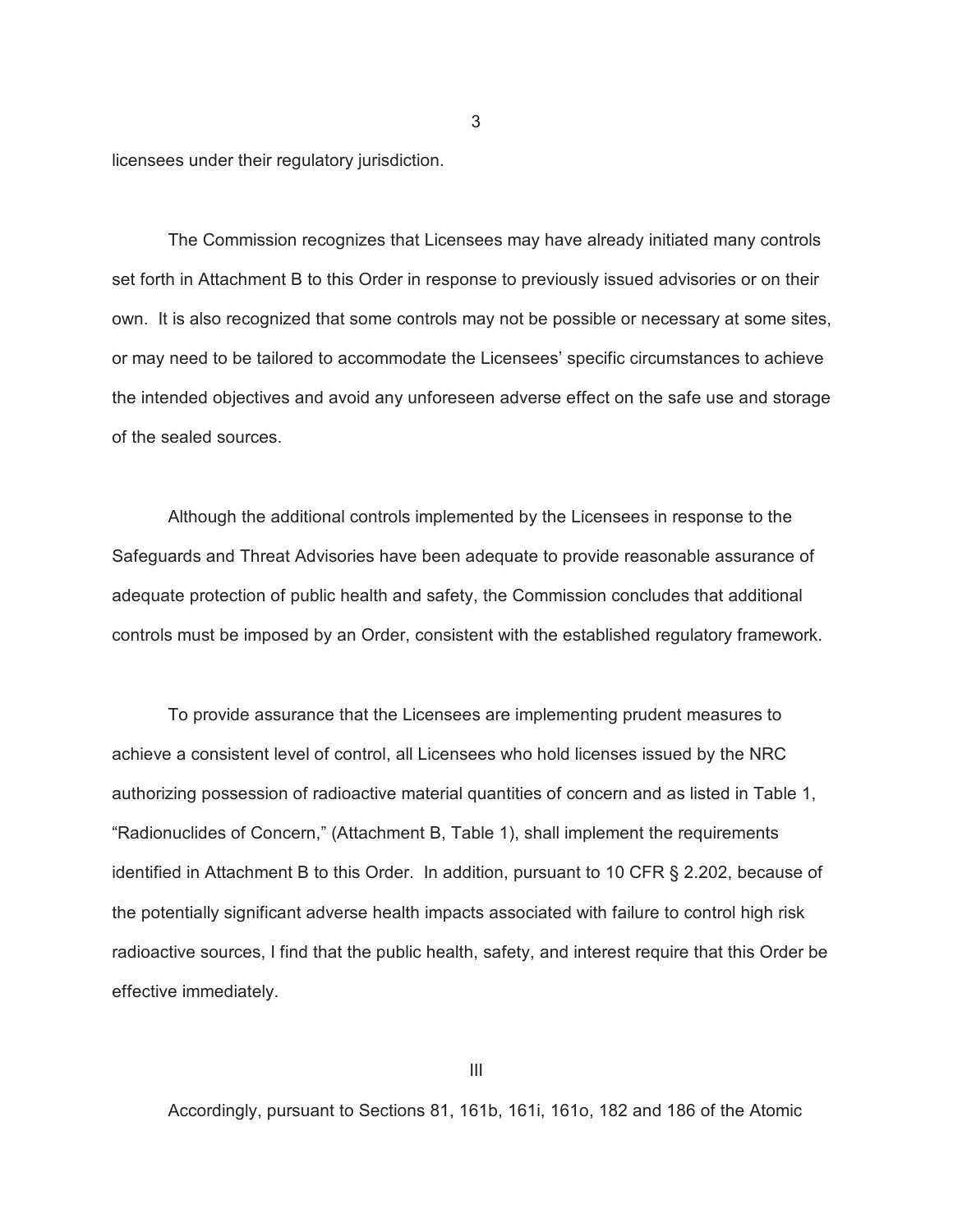licensees under their regulatory jurisdiction.

The Commission recognizes that Licensees may have already initiated many controls set forth in Attachment B to this Order in response to previously issued advisories or on their own. It is also recognized that some controls may not be possible or necessary at some sites, or may need to be tailored to accommodate the Licensees' specific circumstances to achieve the intended objectives and avoid any unforeseen adverse effect on the safe use and storage of the sealed sources.

Although the additional controls implemented by the Licensees in response to the Safeguards and Threat Advisories have been adequate to provide reasonable assurance of adequate protection of public health and safety, the Commission concludes that additional controls must be imposed by an Order, consistent with the established regulatory framework.

To provide assurance that the Licensees are implementing prudent measures to achieve a consistent level of control, all Licensees who hold licenses issued by the NRC authorizing possession of radioactive material quantities of concern and as listed in Table 1, "Radionuclides of Concern," (Attachment B, Table 1), shall implement the requirements identified in Attachment B to this Order. In addition, pursuant to 10 CFR § 2.202, because of the potentially significant adverse health impacts associated with failure to control high risk radioactive sources, I find that the public health, safety, and interest require that this Order be effective immediately.

## III

Accordingly, pursuant to Sections 81, 161b, 161i, 161o, 182 and 186 of the Atomic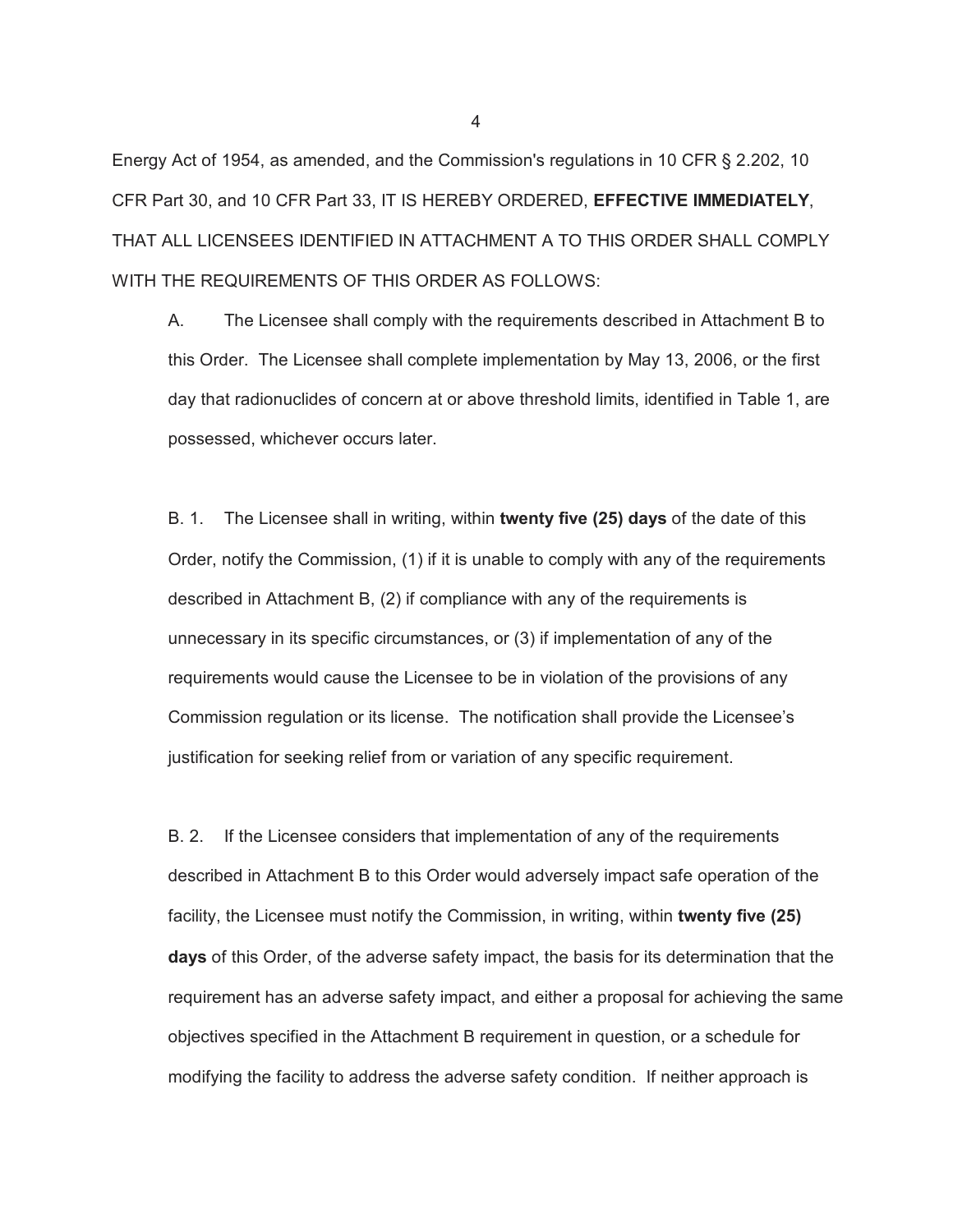Energy Act of 1954, as amended, and the Commission's regulations in 10 CFR § 2.202, 10 CFR Part 30, and 10 CFR Part 33, IT IS HEREBY ORDERED, **EFFECTIVE IMMEDIATELY**, THAT ALL LICENSEES IDENTIFIED IN ATTACHMENT A TO THIS ORDER SHALL COMPLY WITH THE REQUIREMENTS OF THIS ORDER AS FOLLOWS:

A. The Licensee shall comply with the requirements described in Attachment B to this Order. The Licensee shall complete implementation by May 13, 2006, or the first day that radionuclides of concern at or above threshold limits, identified in Table 1, are possessed, whichever occurs later.

B. 1. The Licensee shall in writing, within **twenty five (25) days** of the date of this Order, notify the Commission, (1) if it is unable to comply with any of the requirements described in Attachment B, (2) if compliance with any of the requirements is unnecessary in its specific circumstances, or (3) if implementation of any of the requirements would cause the Licensee to be in violation of the provisions of any Commission regulation or its license. The notification shall provide the Licensee's justification for seeking relief from or variation of any specific requirement.

B. 2. If the Licensee considers that implementation of any of the requirements described in Attachment B to this Order would adversely impact safe operation of the facility, the Licensee must notify the Commission, in writing, within **twenty five (25) days** of this Order, of the adverse safety impact, the basis for its determination that the requirement has an adverse safety impact, and either a proposal for achieving the same objectives specified in the Attachment B requirement in question, or a schedule for modifying the facility to address the adverse safety condition. If neither approach is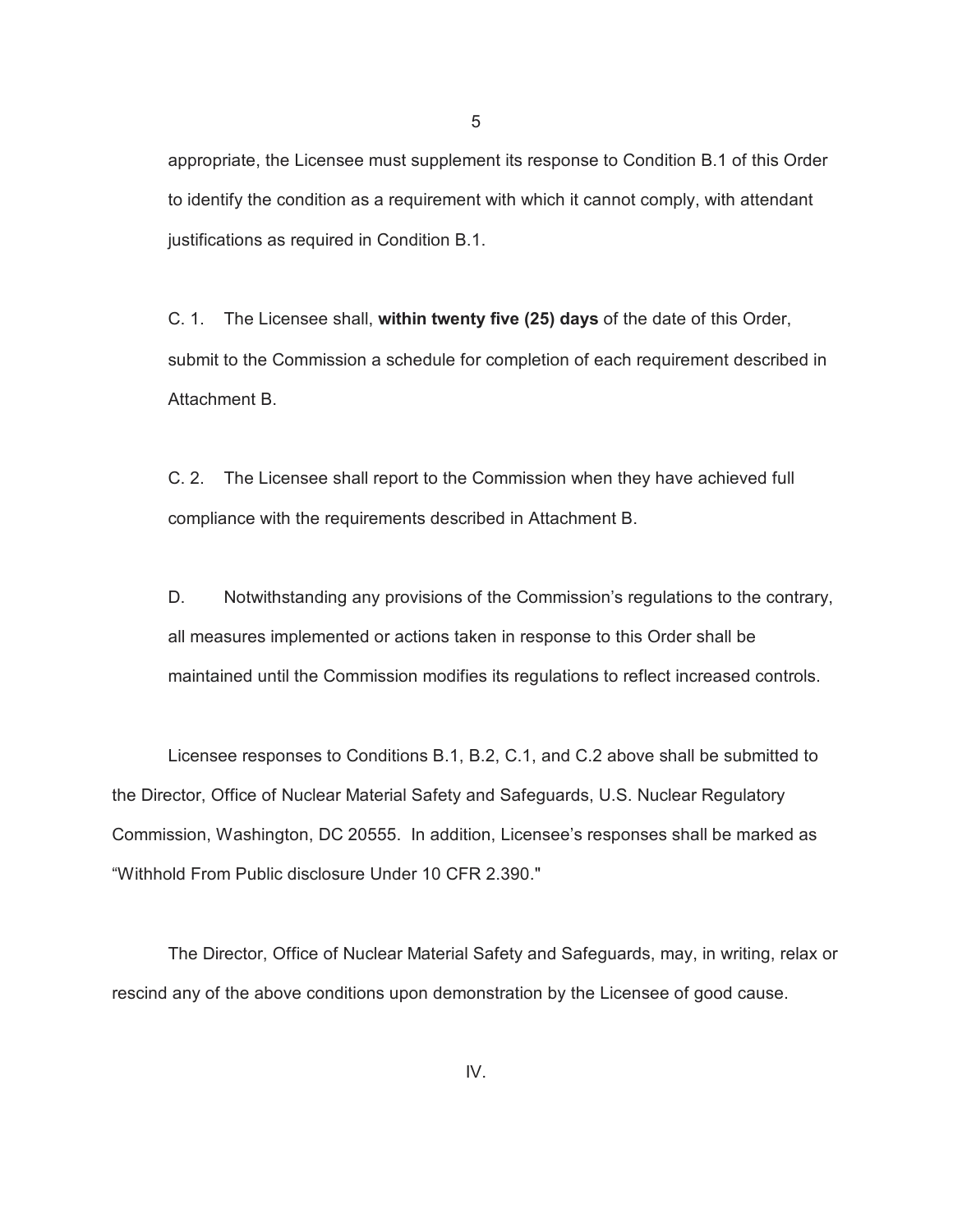appropriate, the Licensee must supplement its response to Condition B.1 of this Order to identify the condition as a requirement with which it cannot comply, with attendant justifications as required in Condition B.1.

C. 1. The Licensee shall, **within twenty five (25) days** of the date of this Order, submit to the Commission a schedule for completion of each requirement described in Attachment B.

C. 2. The Licensee shall report to the Commission when they have achieved full compliance with the requirements described in Attachment B.

D. Notwithstanding any provisions of the Commission's regulations to the contrary, all measures implemented or actions taken in response to this Order shall be maintained until the Commission modifies its regulations to reflect increased controls.

Licensee responses to Conditions B.1, B.2, C.1, and C.2 above shall be submitted to the Director, Office of Nuclear Material Safety and Safeguards, U.S. Nuclear Regulatory Commission, Washington, DC 20555. In addition, Licensee's responses shall be marked as "Withhold From Public disclosure Under 10 CFR 2.390."

The Director, Office of Nuclear Material Safety and Safeguards, may, in writing, relax or rescind any of the above conditions upon demonstration by the Licensee of good cause.

IV.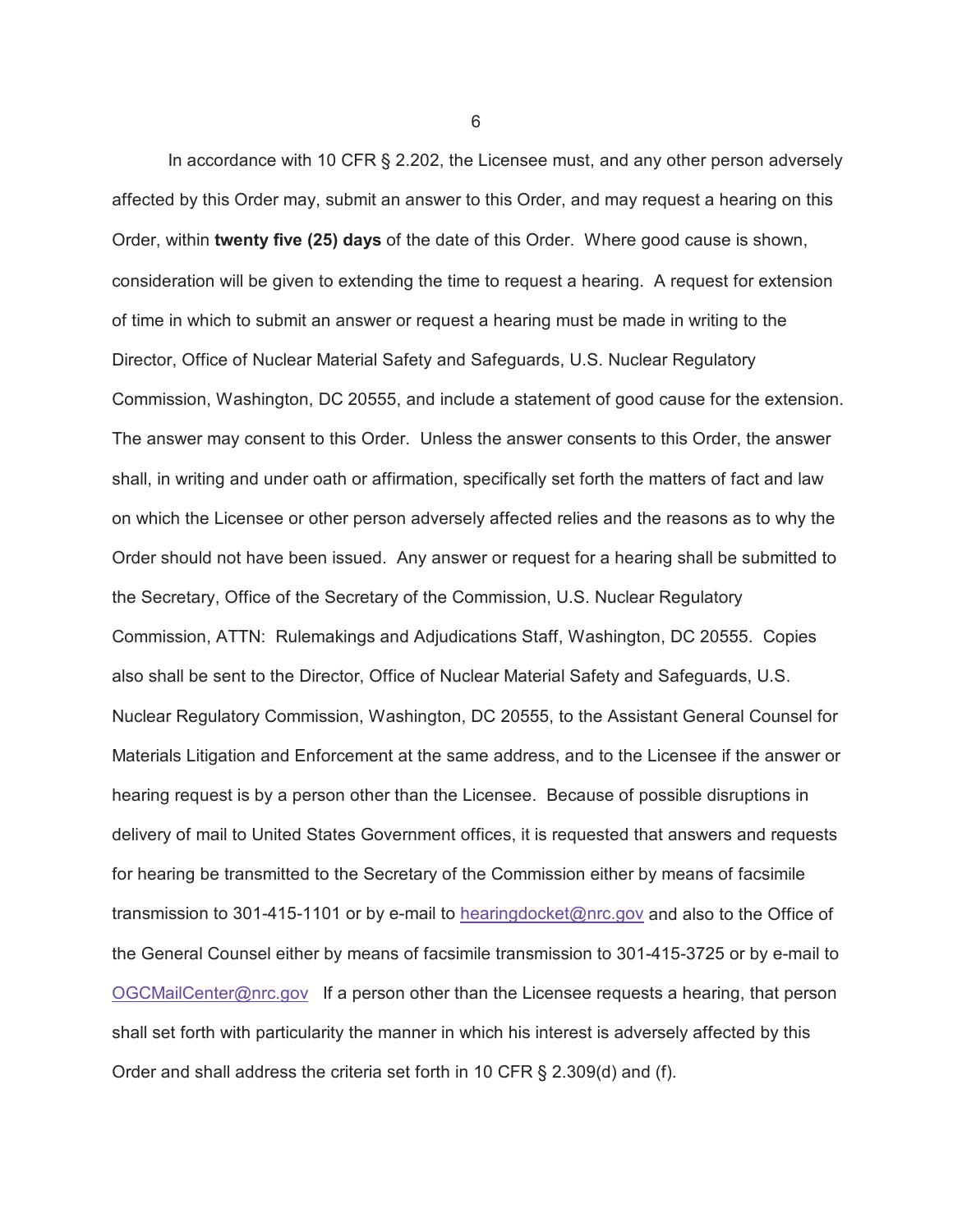In accordance with 10 CFR § 2.202, the Licensee must, and any other person adversely affected by this Order may, submit an answer to this Order, and may request a hearing on this Order, within **twenty five (25) days** of the date of this Order. Where good cause is shown, consideration will be given to extending the time to request a hearing. A request for extension of time in which to submit an answer or request a hearing must be made in writing to the Director, Office of Nuclear Material Safety and Safeguards, U.S. Nuclear Regulatory Commission, Washington, DC 20555, and include a statement of good cause for the extension. The answer may consent to this Order. Unless the answer consents to this Order, the answer shall, in writing and under oath or affirmation, specifically set forth the matters of fact and law on which the Licensee or other person adversely affected relies and the reasons as to why the Order should not have been issued. Any answer or request for a hearing shall be submitted to the Secretary, Office of the Secretary of the Commission, U.S. Nuclear Regulatory Commission, ATTN: Rulemakings and Adjudications Staff, Washington, DC 20555. Copies also shall be sent to the Director, Office of Nuclear Material Safety and Safeguards, U.S. Nuclear Regulatory Commission, Washington, DC 20555, to the Assistant General Counsel for Materials Litigation and Enforcement at the same address, and to the Licensee if the answer or hearing request is by a person other than the Licensee. Because of possible disruptions in delivery of mail to United States Government offices, it is requested that answers and requests for hearing be transmitted to the Secretary of the Commission either by means of facsimile transmission to 301-415-1101 or by e-mail to hearingdocket@nrc.gov and also to the Office of the General Counsel either by means of facsimile transmission to 301-415-3725 or by e-mail to OGCMailCenter@nrc.gov If a person other than the Licensee requests a hearing, that person shall set forth with particularity the manner in which his interest is adversely affected by this Order and shall address the criteria set forth in 10 CFR § 2.309(d) and (f).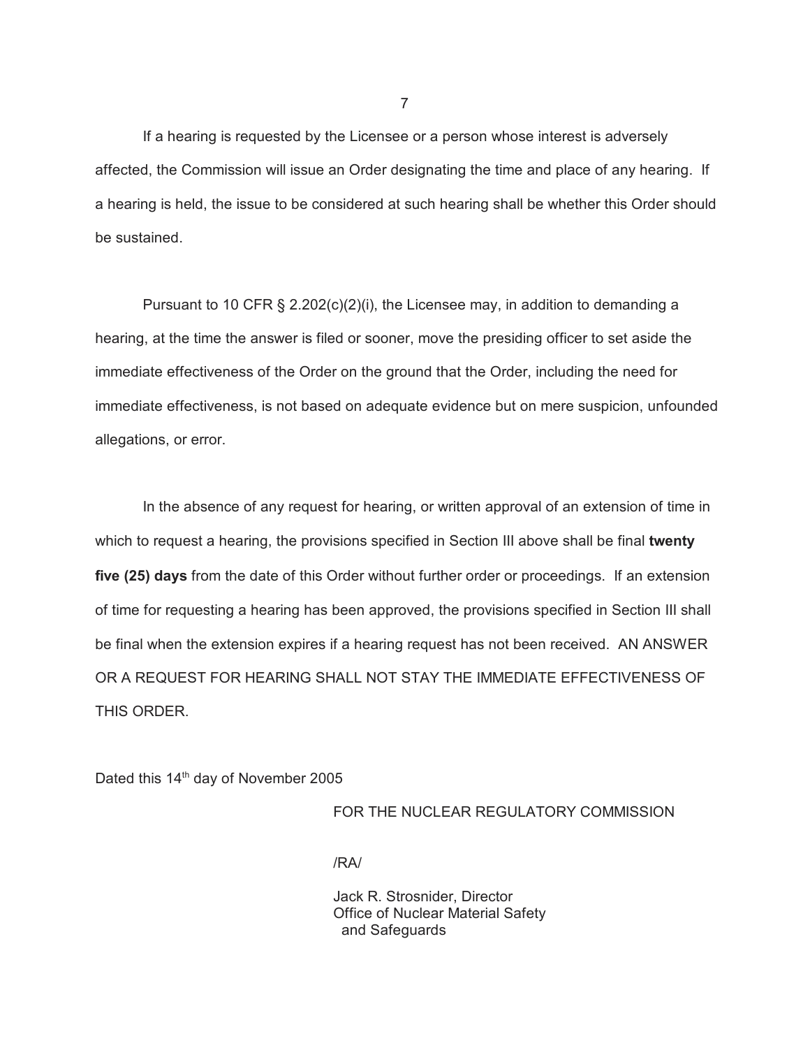If a hearing is requested by the Licensee or a person whose interest is adversely affected, the Commission will issue an Order designating the time and place of any hearing. If a hearing is held, the issue to be considered at such hearing shall be whether this Order should be sustained.

Pursuant to 10 CFR § 2.202(c)(2)(i), the Licensee may, in addition to demanding a hearing, at the time the answer is filed or sooner, move the presiding officer to set aside the immediate effectiveness of the Order on the ground that the Order, including the need for immediate effectiveness, is not based on adequate evidence but on mere suspicion, unfounded allegations, or error.

In the absence of any request for hearing, or written approval of an extension of time in which to request a hearing, the provisions specified in Section III above shall be final **twenty five (25) days** from the date of this Order without further order or proceedings. If an extension of time for requesting a hearing has been approved, the provisions specified in Section III shall be final when the extension expires if a hearing request has not been received. AN ANSWER OR A REQUEST FOR HEARING SHALL NOT STAY THE IMMEDIATE EFFECTIVENESS OF THIS ORDER.

Dated this 14th day of November 2005

FOR THE NUCLEAR REGULATORY COMMISSION

/RA/

Jack R. Strosnider, Director
Office of Nuclear Material Safety
and Safeguards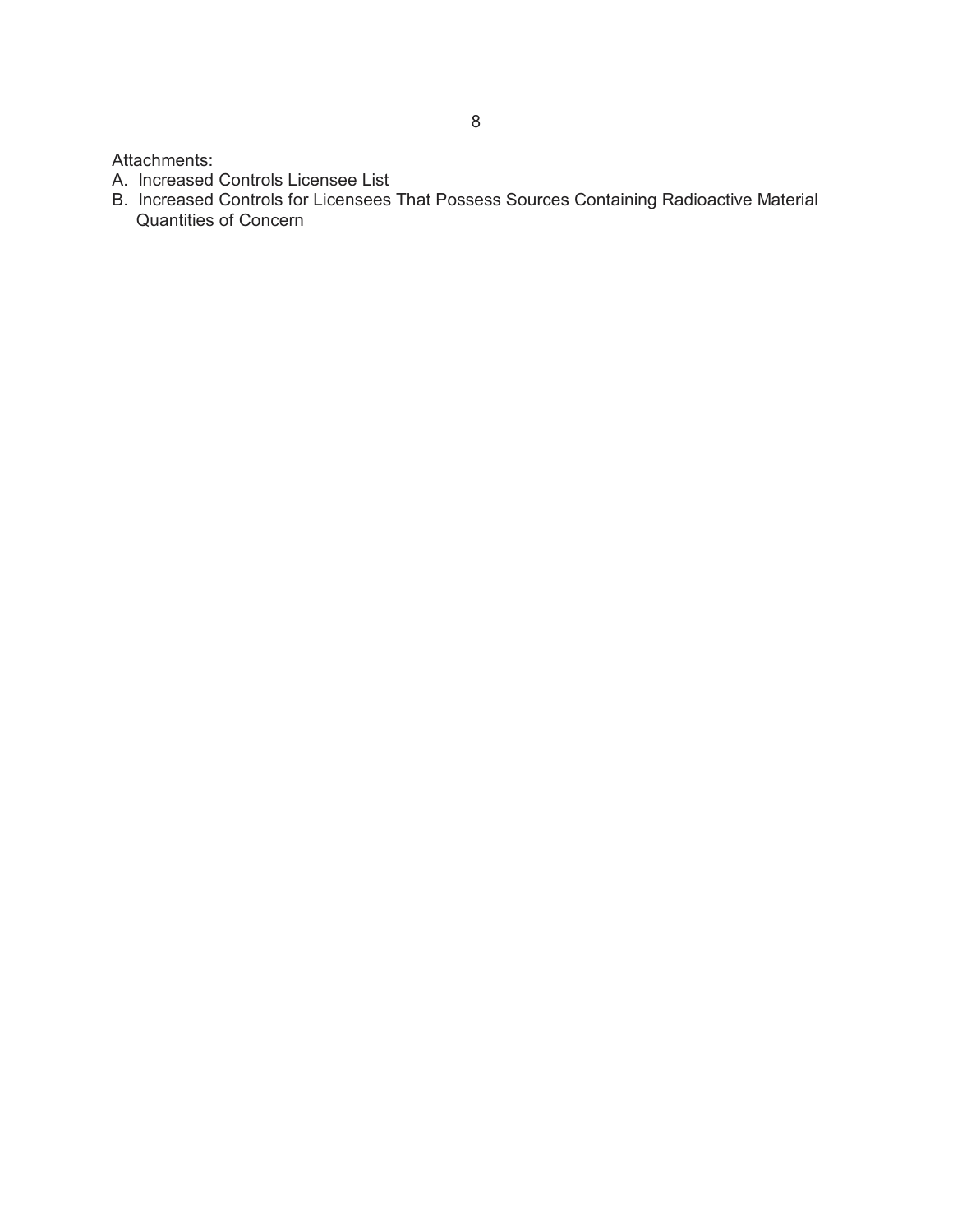Attachments:

A. Increased Controls Licensee List

B. Increased Controls for Licensees That Possess Sources Containing Radioactive Material Quantities of Concern